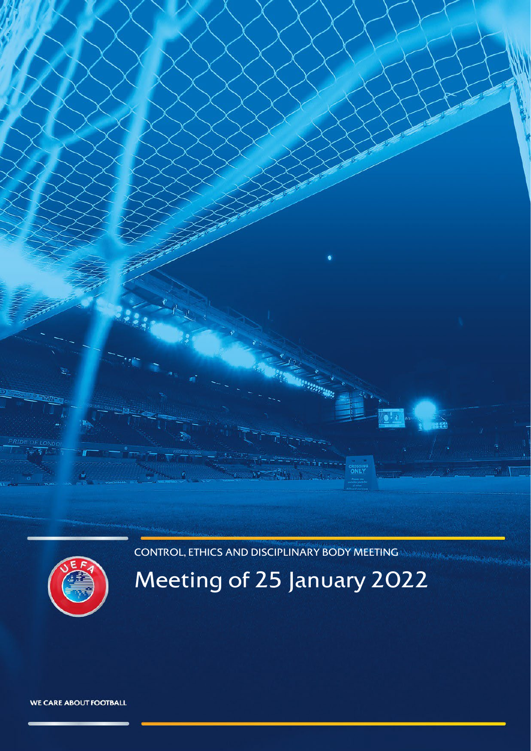CONTROL, ETHICS AND DISCIPLINARY BODY MEETING

# Meeting of 25 January 2022

WE CARE ABOUT FOOTBALL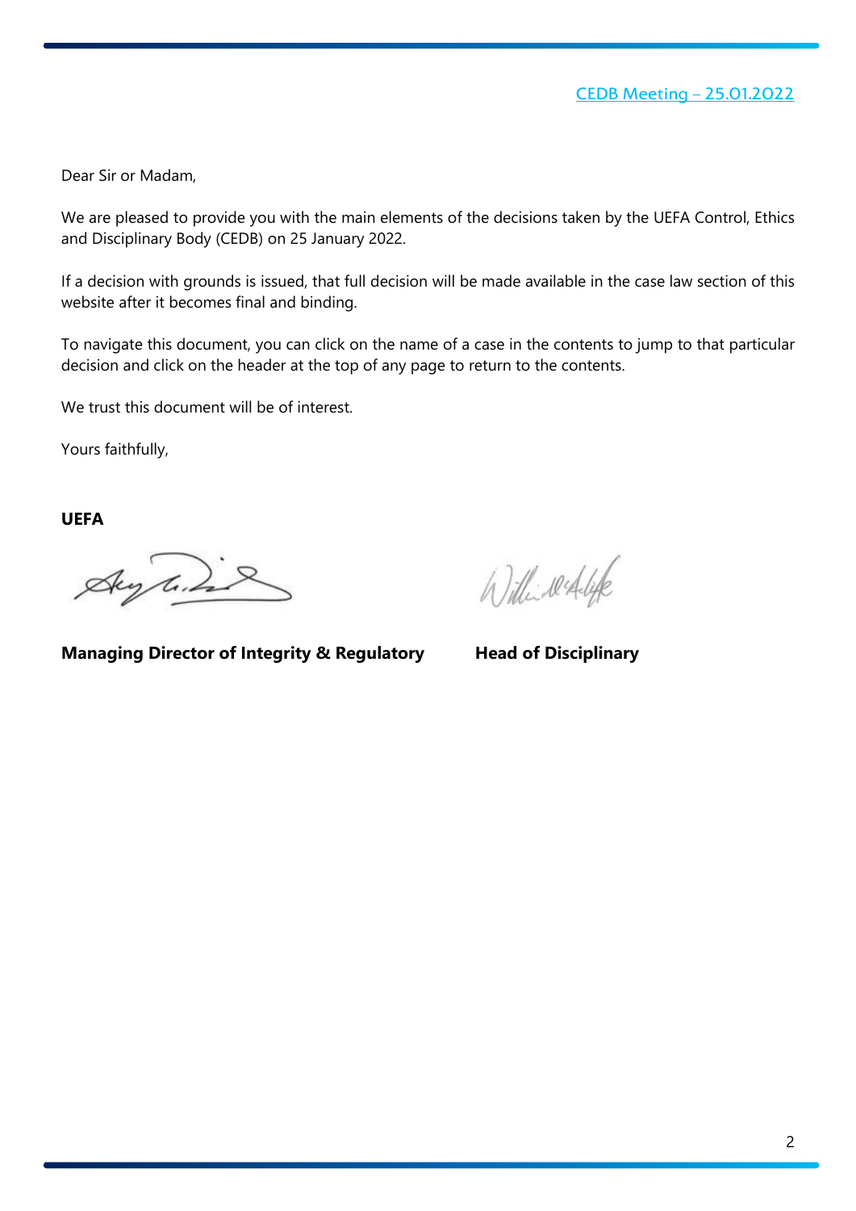Dear Sir or Madam,

We are pleased to provide you with the main elements of the decisions taken by the UEFA Control, Ethics and Disciplinary Body (CEDB) on 25 January 2022.

If a decision with grounds is issued, that full decision will be made available in the case law section of this website after it becomes final and binding.

To navigate this document, you can click on the name of a case in the contents to jump to that particular decision and click on the header at the top of any page to return to the contents.

We trust this document will be of interest.

Yours faithfully,

**UEFA**

**Managing Director of Integrity & Regulatory**

**Head of Disciplinary**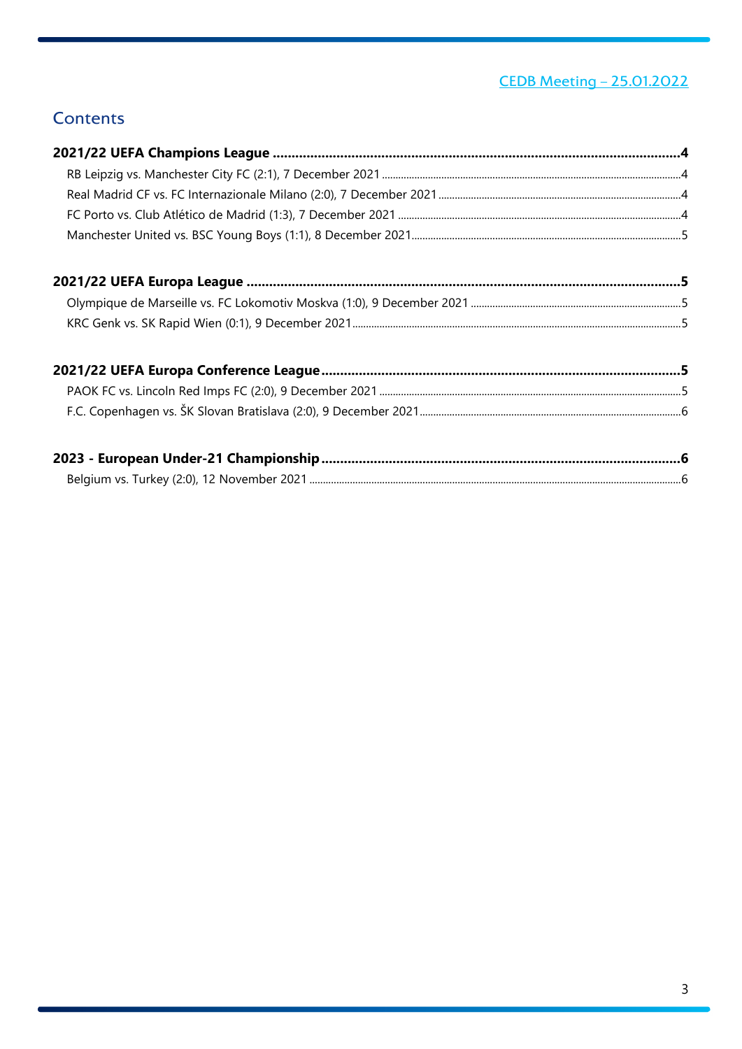CEDB Meeting – 25.01.2022

## Contents

**2021/22 UEFA Champions League** .......... **4**

- RB Leipzig vs. Manchester City FC (2:1), 7 December 2021 .......... 4
- Real Madrid CF vs. FC Internazionale Milano (2:0), 7 December 2021 .......... 4
- FC Porto vs. Club Atlético de Madrid (1:3), 7 December 2021 .......... 4
- Manchester United vs. BSC Young Boys (1:1), 8 December 2021 .......... 5

**2021/22 UEFA Europa League** .......... **5**

- Olympique de Marseille vs. FC Lokomotiv Moskva (1:0), 9 December 2021 .......... 5
- KRC Genk vs. SK Rapid Wien (0:1), 9 December 2021 .......... 5

**2021/22 UEFA Europa Conference League** .......... **5**

- PAOK FC vs. Lincoln Red Imps FC (2:0), 9 December 2021 .......... 5
- F.C. Copenhagen vs. ŠK Slovan Bratislava (2:0), 9 December 2021 .......... 6

**2023 - European Under-21 Championship** .......... **6**

- Belgium vs. Turkey (2:0), 12 November 2021 .......... 6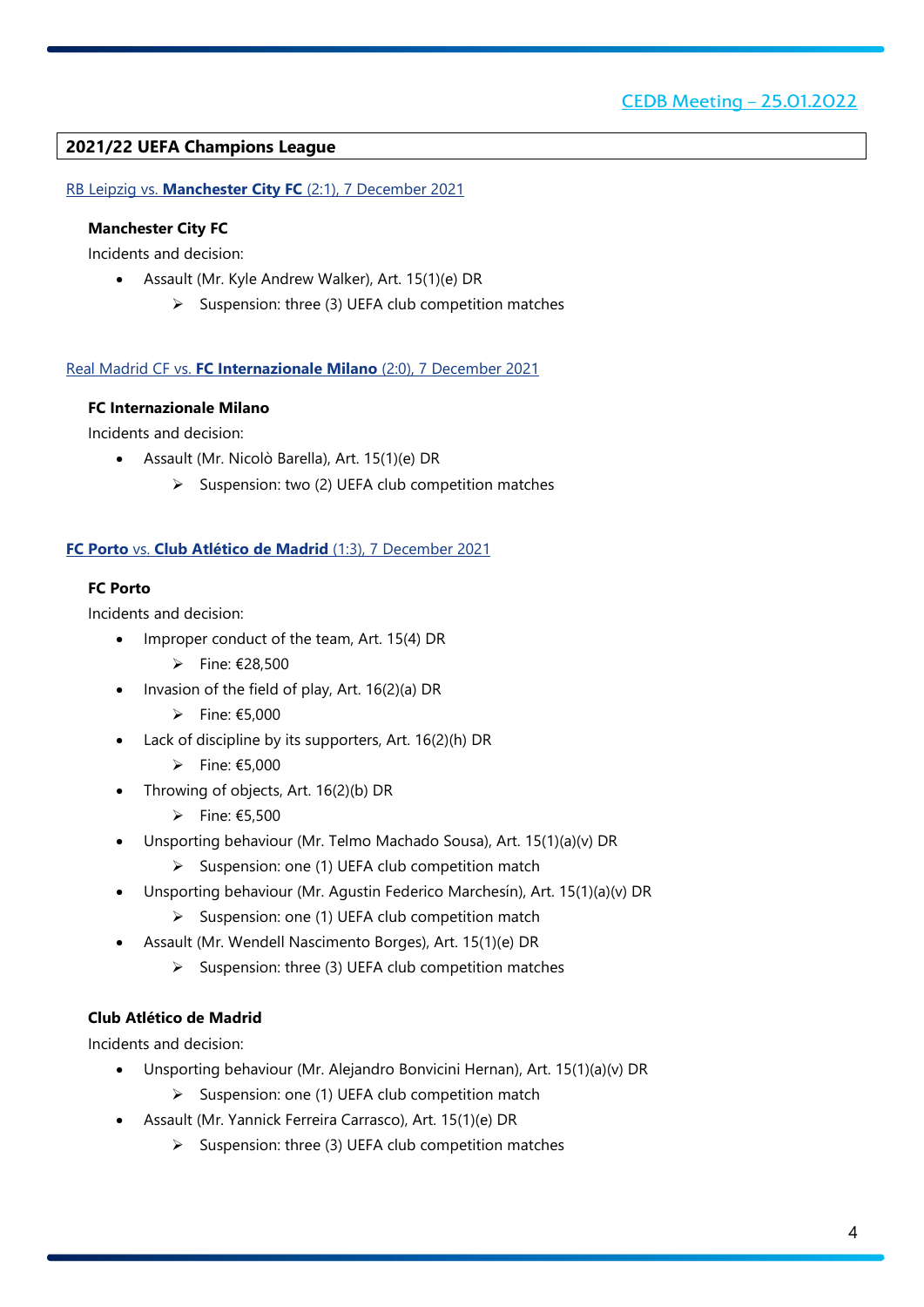CEDB Meeting – 25.01.2022

## 2021/22 UEFA Champions League

RB Leipzig vs. **Manchester City FC** (2:1), 7 December 2021

**Manchester City FC**

Incidents and decision:

- Assault (Mr. Kyle Andrew Walker), Art. 15(1)(e) DR
  - Suspension: three (3) UEFA club competition matches

Real Madrid CF vs. **FC Internazionale Milano** (2:0), 7 December 2021

**FC Internazionale Milano**

Incidents and decision:

- Assault (Mr. Nicolò Barella), Art. 15(1)(e) DR
  - Suspension: two (2) UEFA club competition matches

**FC Porto** vs. **Club Atlético de Madrid** (1:3), 7 December 2021

**FC Porto**

Incidents and decision:

- Improper conduct of the team, Art. 15(4) DR
  - Fine: €28,500
- Invasion of the field of play, Art. 16(2)(a) DR
  - Fine: €5,000
- Lack of discipline by its supporters, Art. 16(2)(h) DR
  - Fine: €5,000
- Throwing of objects, Art. 16(2)(b) DR
  - Fine: €5,500
- Unsporting behaviour (Mr. Telmo Machado Sousa), Art. 15(1)(a)(v) DR
  - Suspension: one (1) UEFA club competition match
- Unsporting behaviour (Mr. Agustin Federico Marchesín), Art. 15(1)(a)(v) DR
  - Suspension: one (1) UEFA club competition match
- Assault (Mr. Wendell Nascimento Borges), Art. 15(1)(e) DR
  - Suspension: three (3) UEFA club competition matches

**Club Atlético de Madrid**

Incidents and decision:

- Unsporting behaviour (Mr. Alejandro Bonvicini Hernan), Art. 15(1)(a)(v) DR
  - Suspension: one (1) UEFA club competition match
- Assault (Mr. Yannick Ferreira Carrasco), Art. 15(1)(e) DR
  - Suspension: three (3) UEFA club competition matches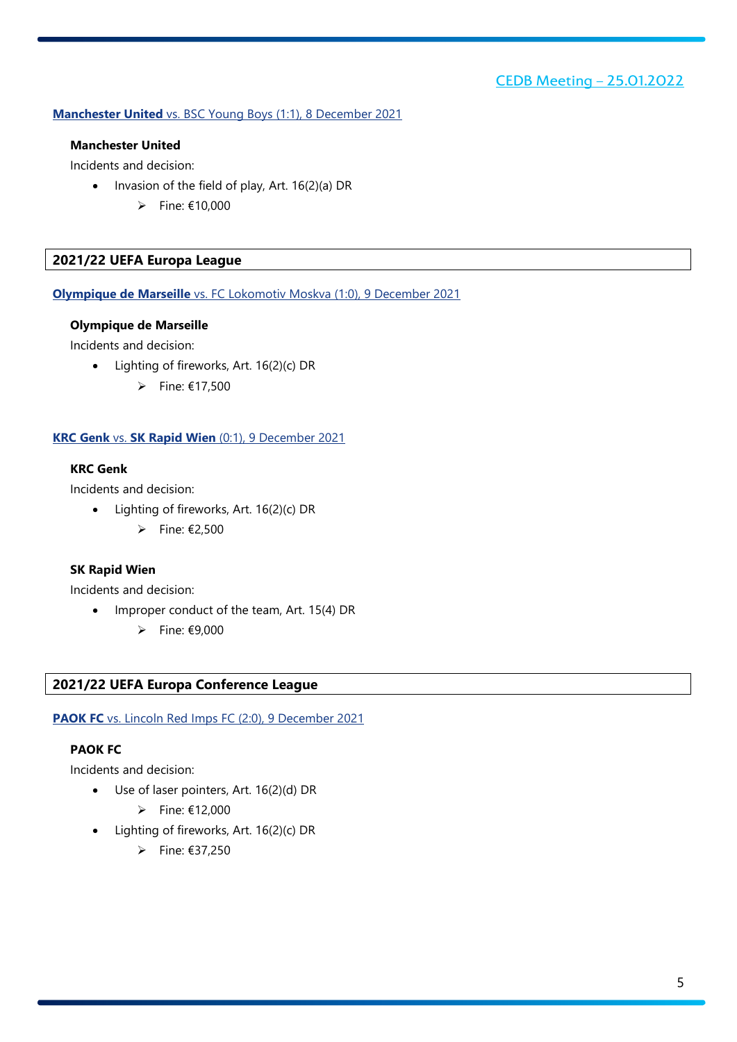**Manchester United** vs. BSC Young Boys (1:1), 8 December 2021

**Manchester United**

Incidents and decision:

- Invasion of the field of play, Art. 16(2)(a) DR
  - Fine: €10,000

## 2021/22 UEFA Europa League

**Olympique de Marseille** vs. FC Lokomotiv Moskva (1:0), 9 December 2021

**Olympique de Marseille**

Incidents and decision:

- Lighting of fireworks, Art. 16(2)(c) DR
  - Fine: €17,500

**KRC Genk** vs. **SK Rapid Wien** (0:1), 9 December 2021

**KRC Genk**

Incidents and decision:

- Lighting of fireworks, Art. 16(2)(c) DR
  - Fine: €2,500

**SK Rapid Wien**

Incidents and decision:

- Improper conduct of the team, Art. 15(4) DR
  - Fine: €9,000

## 2021/22 UEFA Europa Conference League

**PAOK FC** vs. Lincoln Red Imps FC (2:0), 9 December 2021

**PAOK FC**

Incidents and decision:

- Use of laser pointers, Art. 16(2)(d) DR
  - Fine: €12,000
- Lighting of fireworks, Art. 16(2)(c) DR
  - Fine: €37,250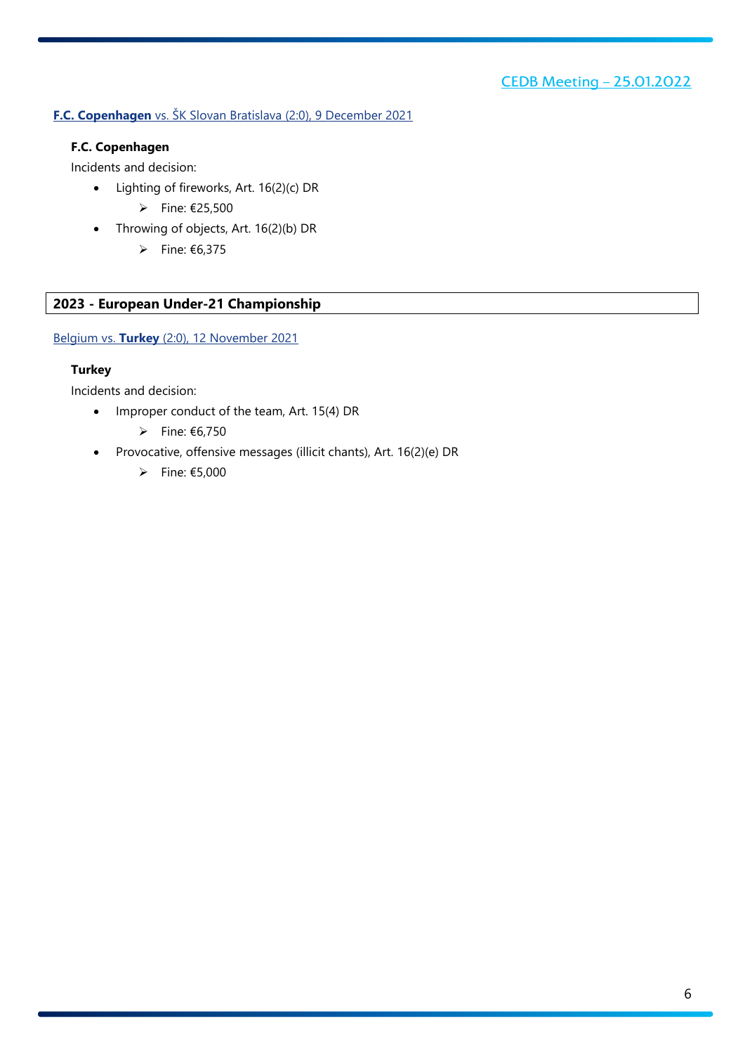**F.C. Copenhagen** vs. ŠK Slovan Bratislava (2:0), 9 December 2021

**F.C. Copenhagen**

Incidents and decision:

- Lighting of fireworks, Art. 16(2)(c) DR
  - Fine: €25,500
- Throwing of objects, Art. 16(2)(b) DR
  - Fine: €6,375

## 2023 - European Under-21 Championship

Belgium vs. **Turkey** (2:0), 12 November 2021

**Turkey**

Incidents and decision:

- Improper conduct of the team, Art. 15(4) DR
  - Fine: €6,750
- Provocative, offensive messages (illicit chants), Art. 16(2)(e) DR
  - Fine: €5,000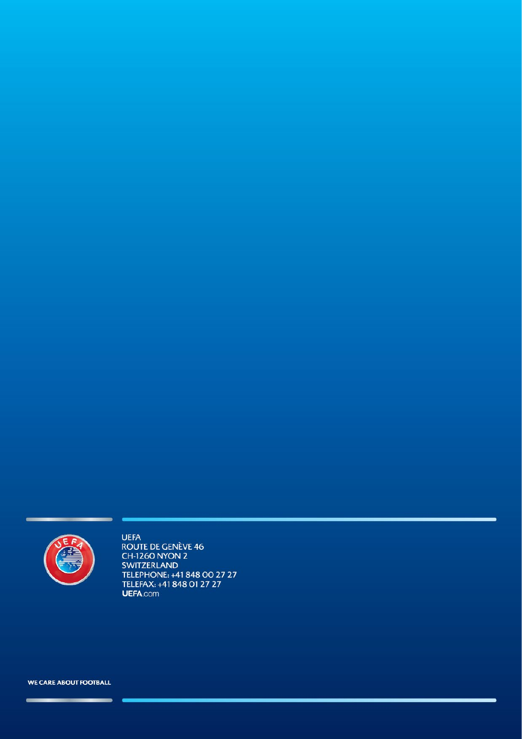UEFA
ROUTE DE GENÈVE 46
CH-1260 NYON 2
SWITZERLAND
TELEPHONE: +41 848 00 27 27
TELEFAX: +41 848 01 27 27
UEFA.com

WE CARE ABOUT FOOTBALL